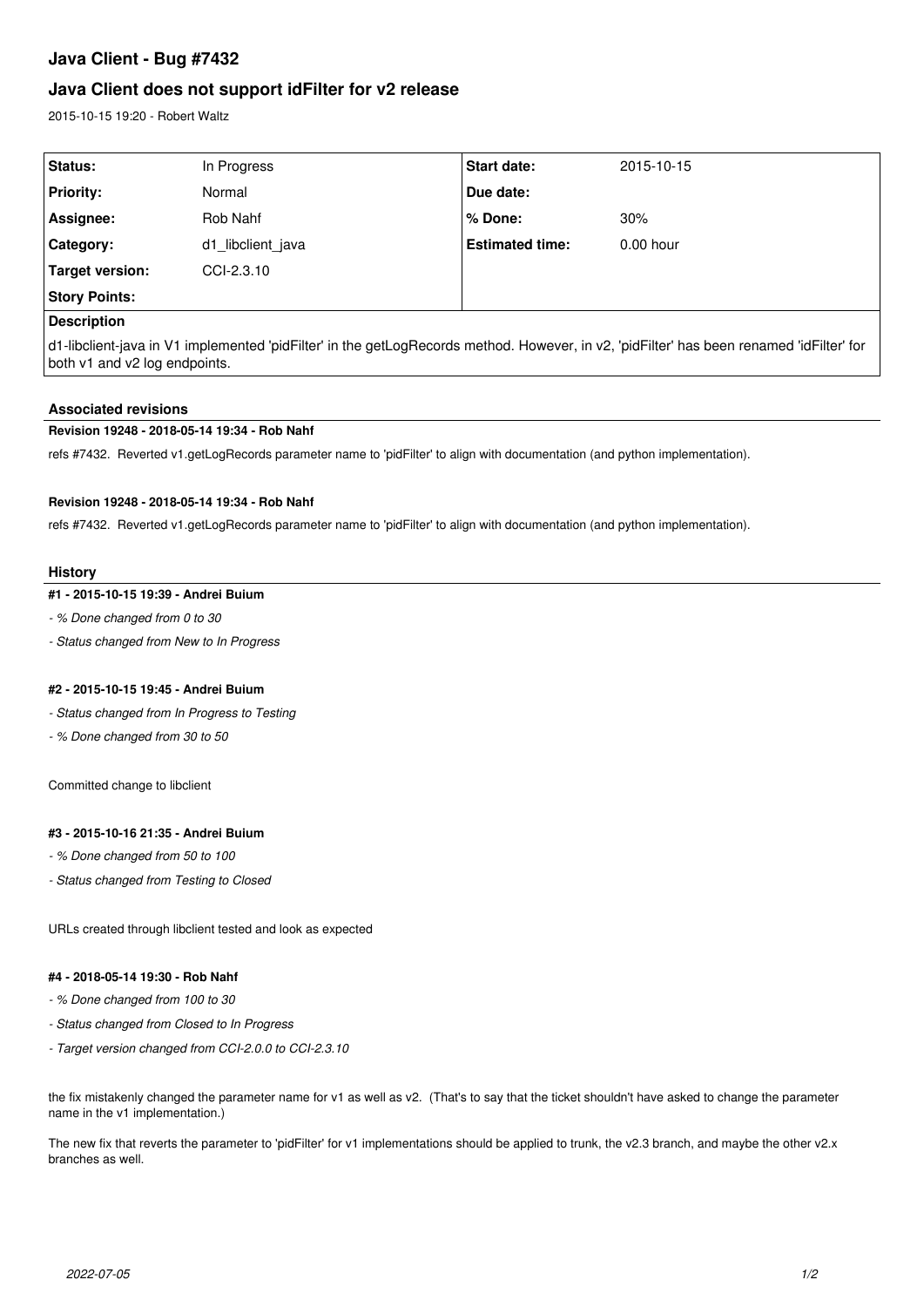# Java Client - Bug #7432

## Java Client does not support idFilter for v2 release

2015-10-15 19:20 - Robert Waltz

| Status: | In Progress | Start date: | 2015-10-15 |
|---|---|---|---|
| Priority: | Normal | Due date: | |
| Assignee: | Rob Nahf | % Done: | 30% |
| Category: | d1_libclient_java | Estimated time: | 0.00 hour |
| Target version: | CCI-2.3.10 | | |
| Story Points: | | | |

**Description**

d1-libclient-java in V1 implemented 'pidFilter' in the getLogRecords method. However, in v2, 'pidFilter' has been renamed 'idFilter' for both v1 and v2 log endpoints.

### Associated revisions

**Revision 19248 - 2018-05-14 19:34 - Rob Nahf**

refs #7432. Reverted v1.getLogRecords parameter name to 'pidFilter' to align with documentation (and python implementation).

**Revision 19248 - 2018-05-14 19:34 - Rob Nahf**

refs #7432. Reverted v1.getLogRecords parameter name to 'pidFilter' to align with documentation (and python implementation).

### History

**#1 - 2015-10-15 19:39 - Andrei Buium**

- *% Done changed from 0 to 30*
- *Status changed from New to In Progress*

**#2 - 2015-10-15 19:45 - Andrei Buium**

- *Status changed from In Progress to Testing*
- *% Done changed from 30 to 50*

Committed change to libclient

**#3 - 2015-10-16 21:35 - Andrei Buium**

- *% Done changed from 50 to 100*
- *Status changed from Testing to Closed*

URLs created through libclient tested and look as expected

**#4 - 2018-05-14 19:30 - Rob Nahf**

- *% Done changed from 100 to 30*
- *Status changed from Closed to In Progress*
- *Target version changed from CCI-2.0.0 to CCI-2.3.10*

the fix mistakenly changed the parameter name for v1 as well as v2. (That's to say that the ticket shouldn't have asked to change the parameter name in the v1 implementation.)

The new fix that reverts the parameter to 'pidFilter' for v1 implementations should be applied to trunk, the v2.3 branch, and maybe the other v2.x branches as well.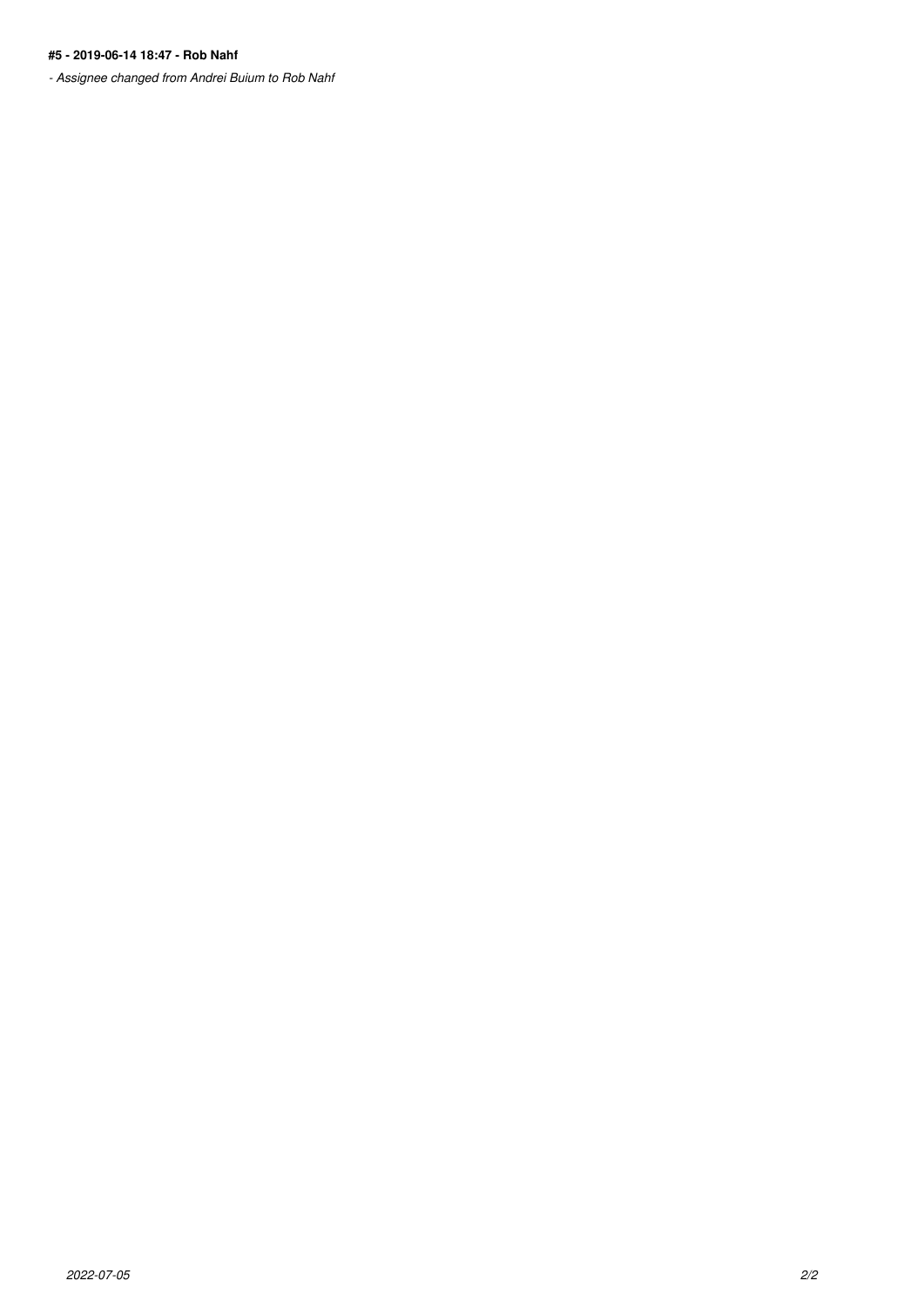**#5 - 2019-06-14 18:47 - Rob Nahf**

*- Assignee changed from Andrei Buium to Rob Nahf*